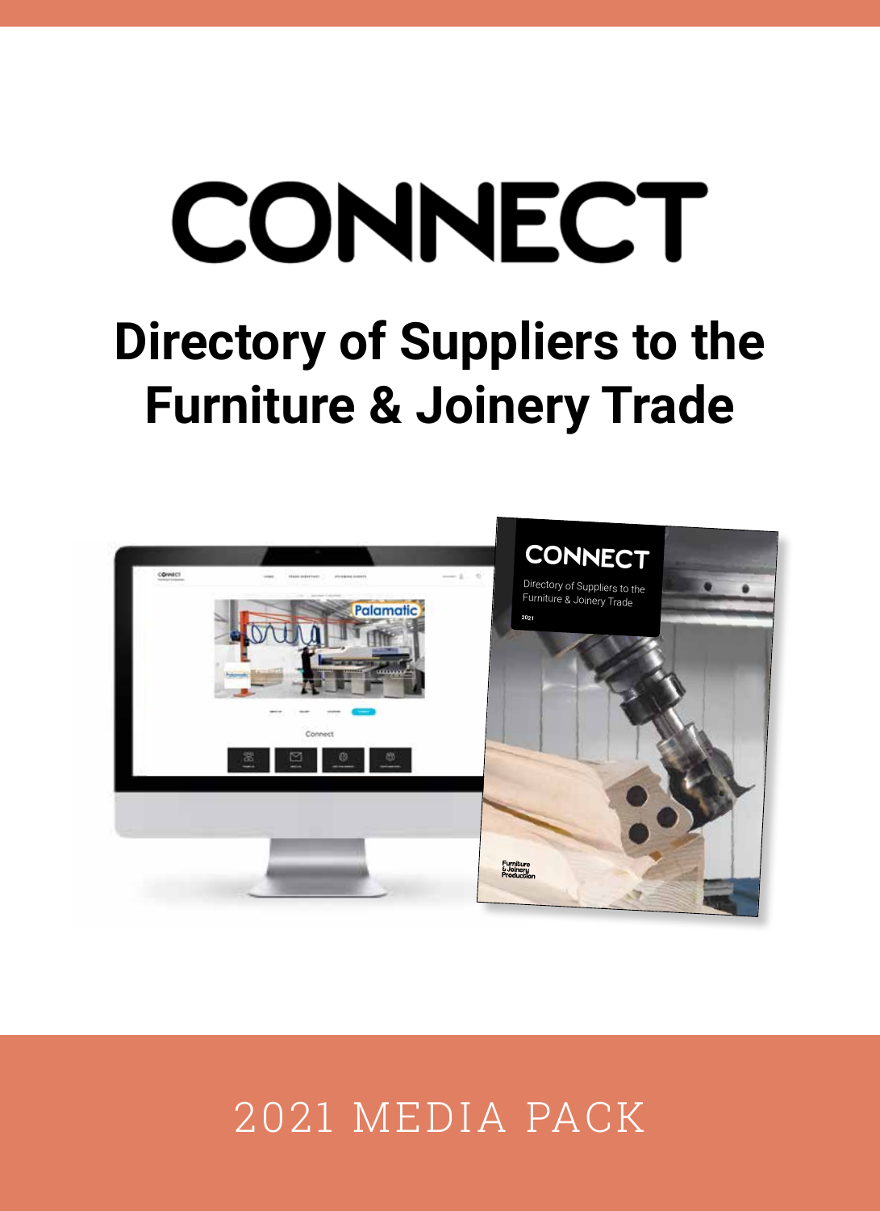# CONNECT

## Directory of Suppliers to the Furniture & Joinery Trade

2021 MEDIA PACK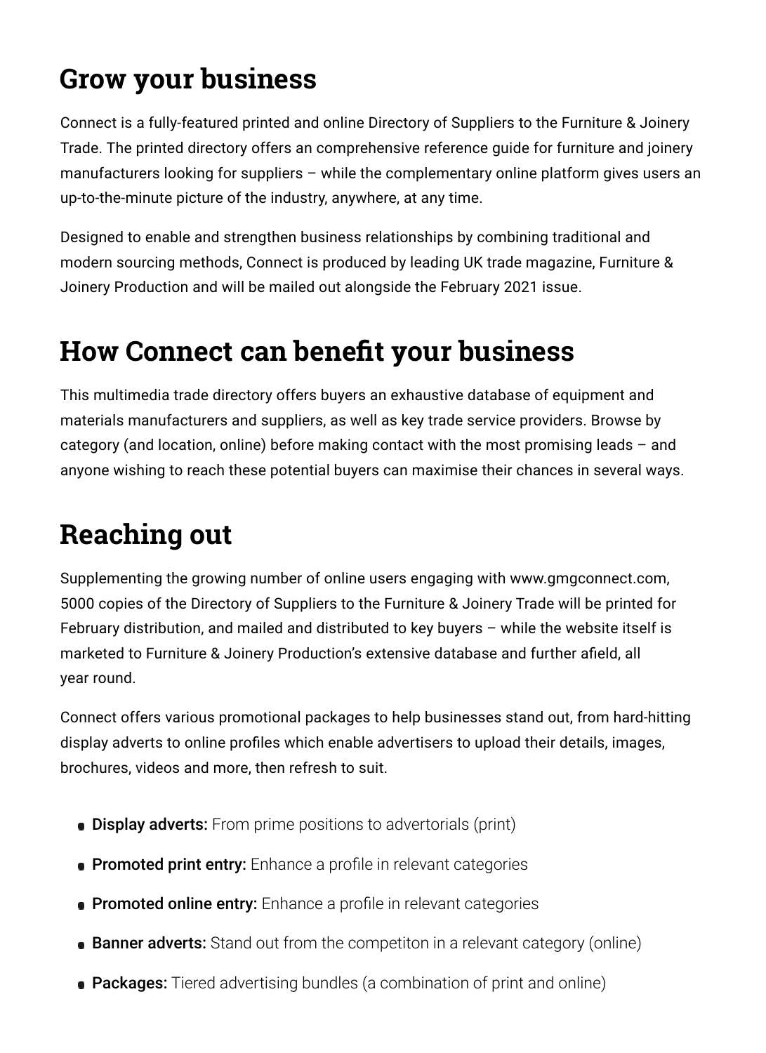# Grow your business

Connect is a fully-featured printed and online Directory of Suppliers to the Furniture & Joinery Trade. The printed directory offers an comprehensive reference guide for furniture and joinery manufacturers looking for suppliers – while the complementary online platform gives users an up-to-the-minute picture of the industry, anywhere, at any time.

Designed to enable and strengthen business relationships by combining traditional and modern sourcing methods, Connect is produced by leading UK trade magazine, Furniture & Joinery Production and will be mailed out alongside the February 2021 issue.

# How Connect can benefit your business

This multimedia trade directory offers buyers an exhaustive database of equipment and materials manufacturers and suppliers, as well as key trade service providers. Browse by category (and location, online) before making contact with the most promising leads – and anyone wishing to reach these potential buyers can maximise their chances in several ways.

# Reaching out

Supplementing the growing number of online users engaging with www.gmgconnect.com, 5000 copies of the Directory of Suppliers to the Furniture & Joinery Trade will be printed for February distribution, and mailed and distributed to key buyers – while the website itself is marketed to Furniture & Joinery Production's extensive database and further afield, all year round.

Connect offers various promotional packages to help businesses stand out, from hard-hitting display adverts to online profiles which enable advertisers to upload their details, images, brochures, videos and more, then refresh to suit.

- **Display adverts:** From prime positions to advertorials (print)
- **Promoted print entry:** Enhance a profile in relevant categories
- **Promoted online entry:** Enhance a profile in relevant categories
- **Banner adverts:** Stand out from the competiton in a relevant category (online)
- **Packages:** Tiered advertising bundles (a combination of print and online)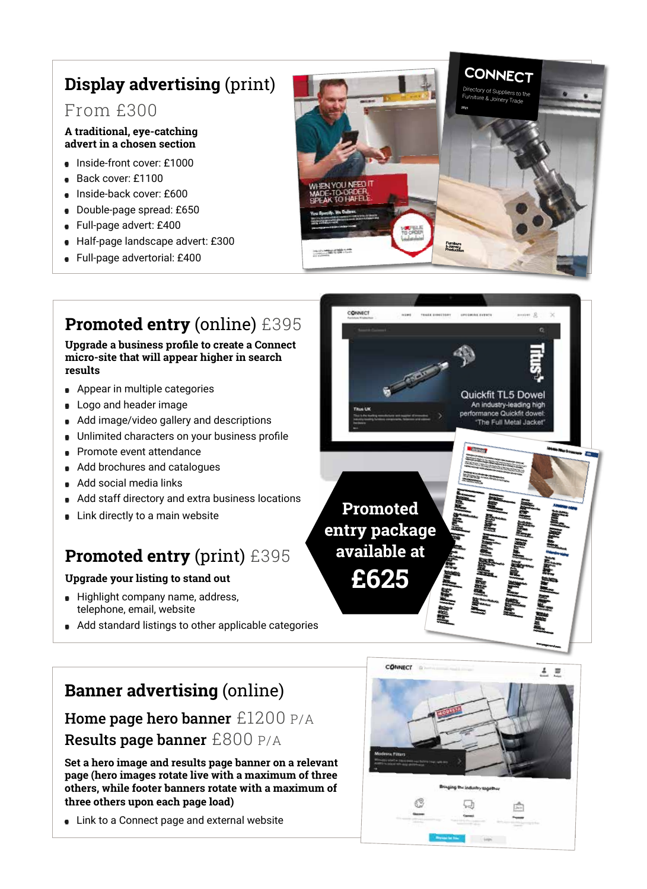## **Display advertising** (print)

From £300

**A traditional, eye-catching advert in a chosen section**

- Inside-front cover: £1000
- Back cover: £1100
- Inside-back cover: £600
- Double-page spread: £650
- Full-page advert: £400
- Half-page landscape advert: £300
- Full-page advertorial: £400

## **Promoted entry** (online) £395

**Upgrade a business profile to create a Connect micro-site that will appear higher in search results**

- Appear in multiple categories
- Logo and header image
- Add image/video gallery and descriptions
- Unlimited characters on your business profile
- Promote event attendance
- Add brochures and catalogues
- Add social media links
- Add staff directory and extra business locations
- Link directly to a main website

## **Promoted entry** (print) £395

**Upgrade your listing to stand out**

- Highlight company name, address, telephone, email, website
- Add standard listings to other applicable categories

**Promoted entry package available at £625**

## **Banner advertising** (online)

### **Home page hero banner** £1200 P/A

### **Results page banner** £800 P/A

**Set a hero image and results page banner on a relevant page (hero images rotate live with a maximum of three others, while footer banners rotate with a maximum of three others upon each page load)**

- Link to a Connect page and external website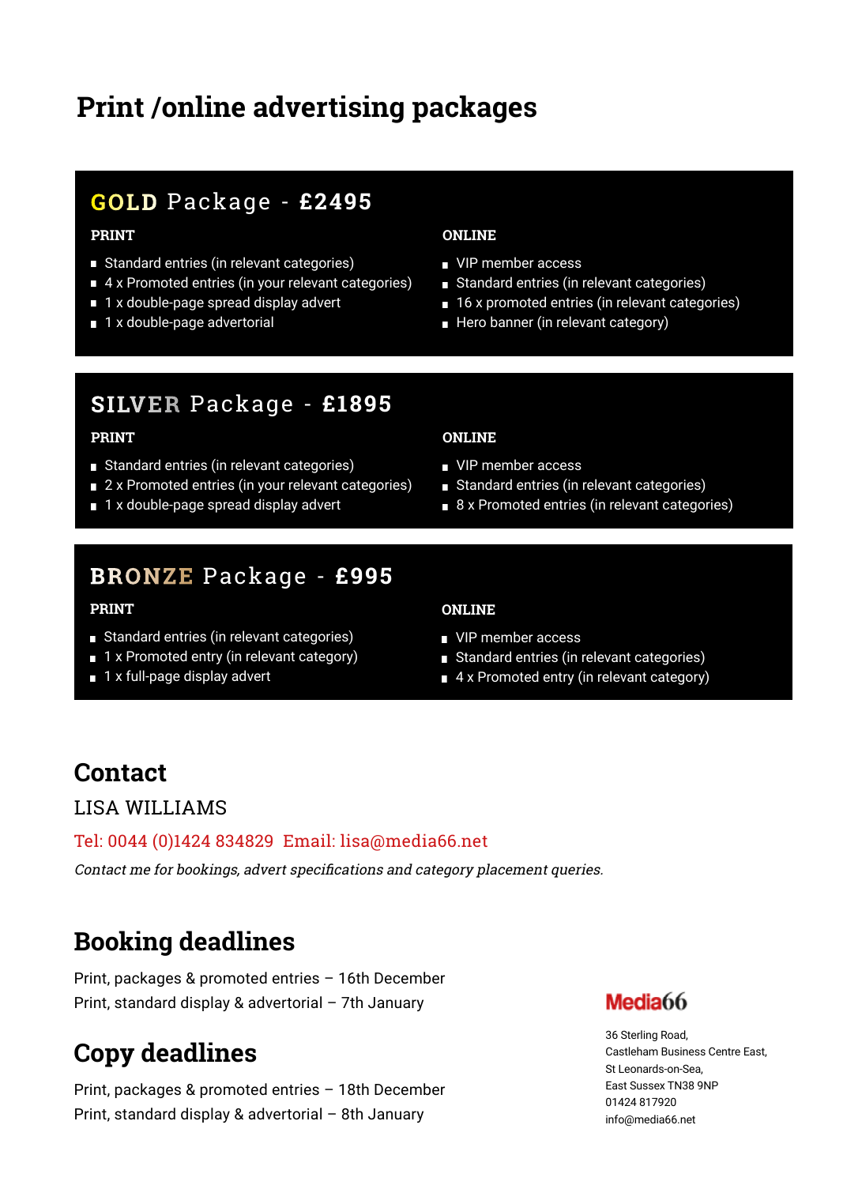# Print /online advertising packages

## GOLD Package - £2495

**PRINT**

- Standard entries (in relevant categories)
- 4 x Promoted entries (in your relevant categories)
- 1 x double-page spread display advert
- 1 x double-page advertorial

**ONLINE**

- VIP member access
- Standard entries (in relevant categories)
- 16 x promoted entries (in relevant categories)
- Hero banner (in relevant category)

## SILVER Package - £1895

**PRINT**

- Standard entries (in relevant categories)
- 2 x Promoted entries (in your relevant categories)
- 1 x double-page spread display advert

**ONLINE**

- VIP member access
- Standard entries (in relevant categories)
- 8 x Promoted entries (in relevant categories)

## BRONZE Package - £995

**PRINT**

- Standard entries (in relevant categories)
- 1 x Promoted entry (in relevant category)
- 1 x full-page display advert

**ONLINE**

- VIP member access
- Standard entries (in relevant categories)
- 4 x Promoted entry (in relevant category)

## Contact

LISA WILLIAMS

Tel: 0044 (0)1424 834829 Email: lisa@media66.net

*Contact me for bookings, advert specifications and category placement queries.*

## Booking deadlines

Print, packages & promoted entries – 16th December
Print, standard display & advertorial – 7th January

## Copy deadlines

Print, packages & promoted entries – 18th December
Print, standard display & advertorial – 8th January

Media66

36 Sterling Road,
Castleham Business Centre East,
St Leonards-on-Sea,
East Sussex TN38 9NP
01424 817920
info@media66.net